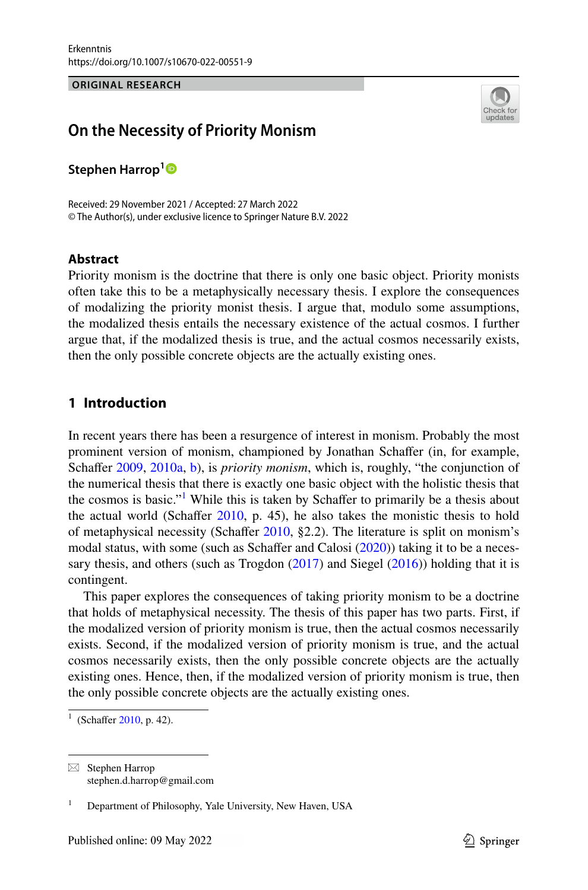Erkenntnis
https://doi.org/10.1007/s10670-022-00551-9

ORIGINAL RESEARCH

# On the Necessity of Priority Monism

**Stephen Harrop**[1]

Received: 29 November 2021 / Accepted: 27 March 2022
© The Author(s), under exclusive licence to Springer Nature B.V. 2022

## Abstract

Priority monism is the doctrine that there is only one basic object. Priority monists often take this to be a metaphysically necessary thesis. I explore the consequences of modalizing the priority monist thesis. I argue that, modulo some assumptions, the modalized thesis entails the necessary existence of the actual cosmos. I further argue that, if the modalized thesis is true, and the actual cosmos necessarily exists, then the only possible concrete objects are the actually existing ones.

## 1 Introduction

In recent years there has been a resurgence of interest in monism. Probably the most prominent version of monism, championed by Jonathan Schaffer (in, for example, Schaffer 2009, 2010a, b), is *priority monism*, which is, roughly, "the conjunction of the numerical thesis that there is exactly one basic object with the holistic thesis that the cosmos is basic."[1] While this is taken by Schaffer to primarily be a thesis about the actual world (Schaffer 2010, p. 45), he also takes the monistic thesis to hold of metaphysical necessity (Schaffer 2010, §2.2). The literature is split on monism's modal status, with some (such as Schaffer and Calosi (2020)) taking it to be a necessary thesis, and others (such as Trogdon (2017) and Siegel (2016)) holding that it is contingent.

This paper explores the consequences of taking priority monism to be a doctrine that holds of metaphysical necessity. The thesis of this paper has two parts. First, if the modalized version of priority monism is true, then the actual cosmos necessarily exists. Second, if the modalized version of priority monism is true, and the actual cosmos necessarily exists, then the only possible concrete objects are the actually existing ones. Hence, then, if the modalized version of priority monism is true, then the only possible concrete objects are the actually existing ones.

[1] (Schaffer 2010, p. 42).

Stephen Harrop
stephen.d.harrop@gmail.com

[1] Department of Philosophy, Yale University, New Haven, USA

Published online: 09 May 2022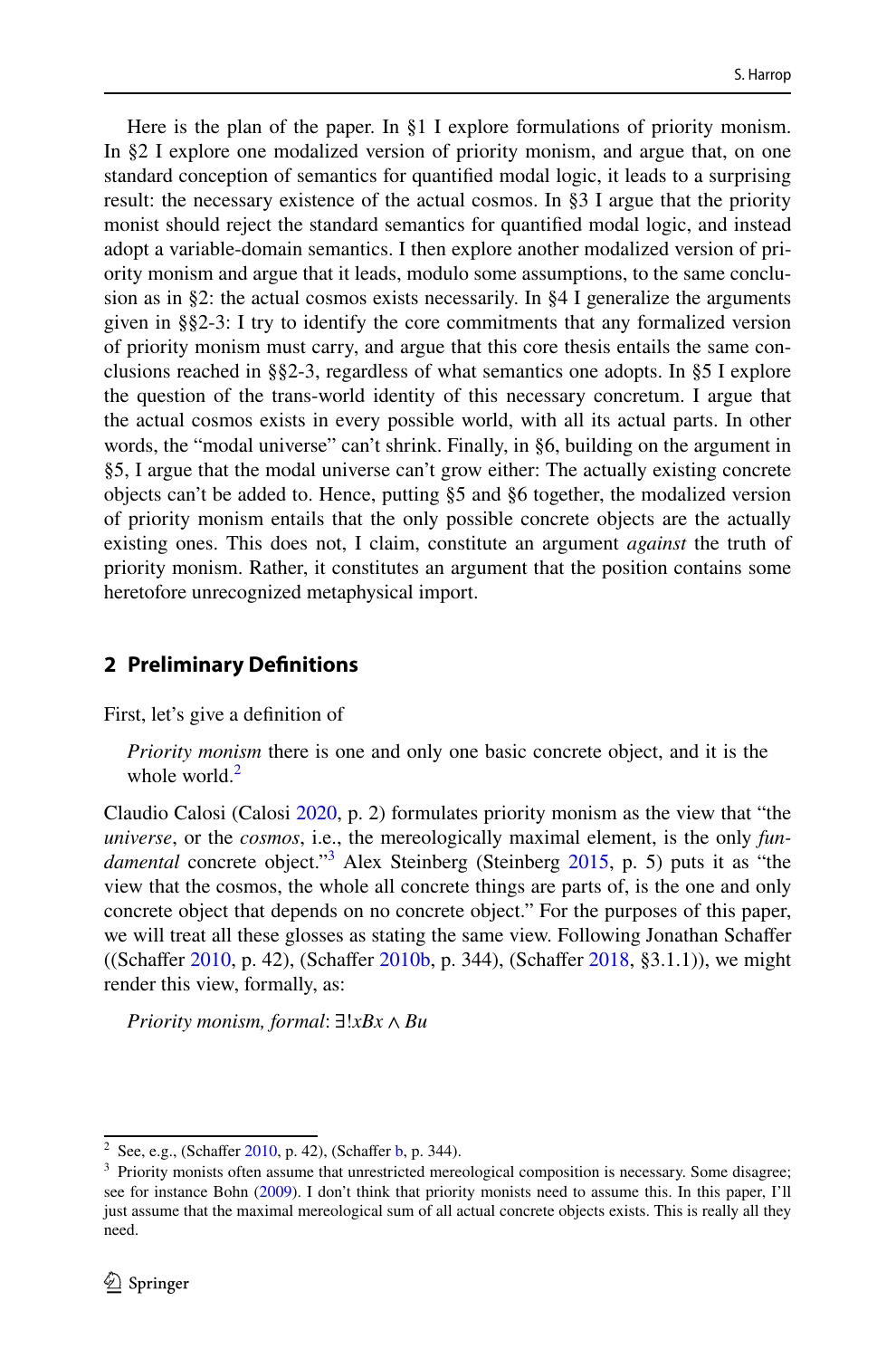Here is the plan of the paper. In §1 I explore formulations of priority monism. In §2 I explore one modalized version of priority monism, and argue that, on one standard conception of semantics for quantified modal logic, it leads to a surprising result: the necessary existence of the actual cosmos. In §3 I argue that the priority monist should reject the standard semantics for quantified modal logic, and instead adopt a variable-domain semantics. I then explore another modalized version of priority monism and argue that it leads, modulo some assumptions, to the same conclusion as in §2: the actual cosmos exists necessarily. In §4 I generalize the arguments given in §§2-3: I try to identify the core commitments that any formalized version of priority monism must carry, and argue that this core thesis entails the same conclusions reached in §§2-3, regardless of what semantics one adopts. In §5 I explore the question of the trans-world identity of this necessary concretum. I argue that the actual cosmos exists in every possible world, with all its actual parts. In other words, the "modal universe" can't shrink. Finally, in §6, building on the argument in §5, I argue that the modal universe can't grow either: The actually existing concrete objects can't be added to. Hence, putting §5 and §6 together, the modalized version of priority monism entails that the only possible concrete objects are the actually existing ones. This does not, I claim, constitute an argument *against* the truth of priority monism. Rather, it constitutes an argument that the position contains some heretofore unrecognized metaphysical import.

## 2 Preliminary Definitions

First, let's give a definition of

> *Priority monism* there is one and only one basic concrete object, and it is the whole world.[2]

Claudio Calosi (Calosi 2020, p. 2) formulates priority monism as the view that "the *universe*, or the *cosmos*, i.e., the mereologically maximal element, is the only *fundamental* concrete object."[3] Alex Steinberg (Steinberg 2015, p. 5) puts it as "the view that the cosmos, the whole all concrete things are parts of, is the one and only concrete object that depends on no concrete object." For the purposes of this paper, we will treat all these glosses as stating the same view. Following Jonathan Schaffer ((Schaffer 2010, p. 42), (Schaffer 2010b, p. 344), (Schaffer 2018, §3.1.1)), we might render this view, formally, as:

*Priority monism, formal*: $\exists! x Bx \wedge Bu$

---

[2] See, e.g., (Schaffer 2010, p. 42), (Schaffer b, p. 344).

[3] Priority monists often assume that unrestricted mereological composition is necessary. Some disagree; see for instance Bohn (2009). I don't think that priority monists need to assume this. In this paper, I'll just assume that the maximal mereological sum of all actual concrete objects exists. This is really all they need.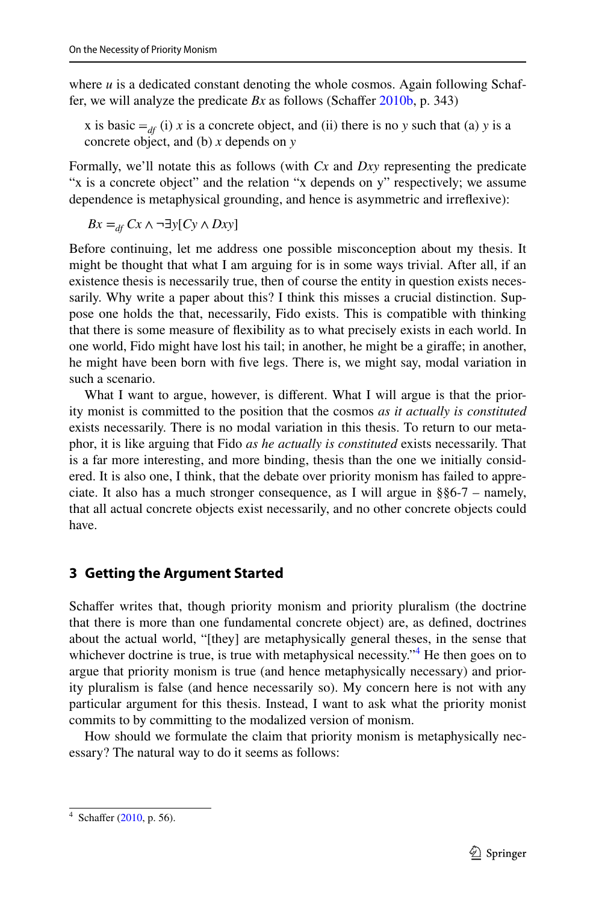where $u$ is a dedicated constant denoting the whole cosmos. Again following Schaffer, we will analyze the predicate $Bx$ as follows (Schaffer 2010b, p. 343)

> x is basic $=_{df}$ (i) $x$ is a concrete object, and (ii) there is no $y$ such that (a) $y$ is a concrete object, and (b) $x$ depends on $y$

Formally, we'll notate this as follows (with $Cx$ and $Dxy$ representing the predicate "x is a concrete object" and the relation "x depends on y" respectively; we assume dependence is metaphysical grounding, and hence is asymmetric and irreflexive):

$$Bx =_{df} Cx \wedge \neg \exists y [Cy \wedge Dxy]$$

Before continuing, let me address one possible misconception about my thesis. It might be thought that what I am arguing for is in some ways trivial. After all, if an existence thesis is necessarily true, then of course the entity in question exists necessarily. Why write a paper about this? I think this misses a crucial distinction. Suppose one holds the that, necessarily, Fido exists. This is compatible with thinking that there is some measure of flexibility as to what precisely exists in each world. In one world, Fido might have lost his tail; in another, he might be a giraffe; in another, he might have been born with five legs. There is, we might say, modal variation in such a scenario.

What I want to argue, however, is different. What I will argue is that the priority monist is committed to the position that the cosmos *as it actually is constituted* exists necessarily. There is no modal variation in this thesis. To return to our metaphor, it is like arguing that Fido *as he actually is constituted* exists necessarily. That is a far more interesting, and more binding, thesis than the one we initially considered. It is also one, I think, that the debate over priority monism has failed to appreciate. It also has a much stronger consequence, as I will argue in §§6-7 – namely, that all actual concrete objects exist necessarily, and no other concrete objects could have.

## 3 Getting the Argument Started

Schaffer writes that, though priority monism and priority pluralism (the doctrine that there is more than one fundamental concrete object) are, as defined, doctrines about the actual world, "[they] are metaphysically general theses, in the sense that whichever doctrine is true, is true with metaphysical necessity."[4] He then goes on to argue that priority monism is true (and hence metaphysically necessary) and priority pluralism is false (and hence necessarily so). My concern here is not with any particular argument for this thesis. Instead, I want to ask what the priority monist commits to by committing to the modalized version of monism.

How should we formulate the claim that priority monism is metaphysically necessary? The natural way to do it seems as follows:

[4] Schaffer (2010, p. 56).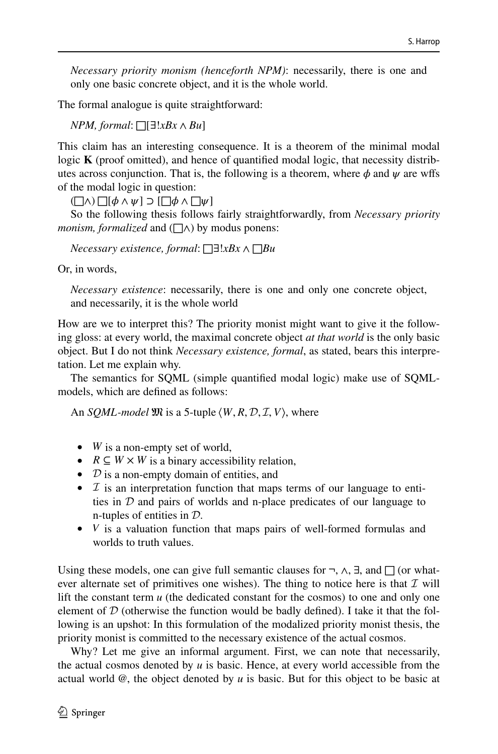*Necessary priority monism (henceforth NPM)*: necessarily, there is one and only one basic concrete object, and it is the whole world.

The formal analogue is quite straightforward:

*NPM, formal*: $\Box[\exists!xBx \wedge Bu]$

This claim has an interesting consequence. It is a theorem of the minimal modal logic **K** (proof omitted), and hence of quantified modal logic, that necessity distributes across conjunction. That is, the following is a theorem, where $\phi$ and $\psi$ are wffs of the modal logic in question:

($\Box\wedge$) $\Box[\phi \wedge \psi] \supset [\Box\phi \wedge \Box\psi]$

So the following thesis follows fairly straightforwardly, from *Necessary priority monism, formalized* and ($\Box\wedge$) by modus ponens:

*Necessary existence, formal*: $\Box\exists!xBx \wedge \Box Bu$

Or, in words,

*Necessary existence*: necessarily, there is one and only one concrete object, and necessarily, it is the whole world

How are we to interpret this? The priority monist might want to give it the following gloss: at every world, the maximal concrete object *at that world* is the only basic object. But I do not think *Necessary existence, formal*, as stated, bears this interpretation. Let me explain why.

The semantics for SQML (simple quantified modal logic) make use of SQML-models, which are defined as follows:

An *SQML-model* $\mathfrak{M}$ is a 5-tuple $\langle W, R, \mathcal{D}, \mathcal{I}, V \rangle$, where

- $W$ is a non-empty set of world,
- $R \subseteq W \times W$ is a binary accessibility relation,
- $\mathcal{D}$ is a non-empty domain of entities, and
- $\mathcal{I}$ is an interpretation function that maps terms of our language to entities in $\mathcal{D}$ and pairs of worlds and n-place predicates of our language to n-tuples of entities in $\mathcal{D}$.
- $V$ is a valuation function that maps pairs of well-formed formulas and worlds to truth values.

Using these models, one can give full semantic clauses for $\neg$, $\wedge$, $\exists$, and $\Box$ (or whatever alternate set of primitives one wishes). The thing to notice here is that $\mathcal{I}$ will lift the constant term $u$ (the dedicated constant for the cosmos) to one and only one element of $\mathcal{D}$ (otherwise the function would be badly defined). I take it that the following is an upshot: In this formulation of the modalized priority monist thesis, the priority monist is committed to the necessary existence of the actual cosmos.

Why? Let me give an informal argument. First, we can note that necessarily, the actual cosmos denoted by $u$ is basic. Hence, at every world accessible from the actual world @, the object denoted by $u$ is basic. But for this object to be basic at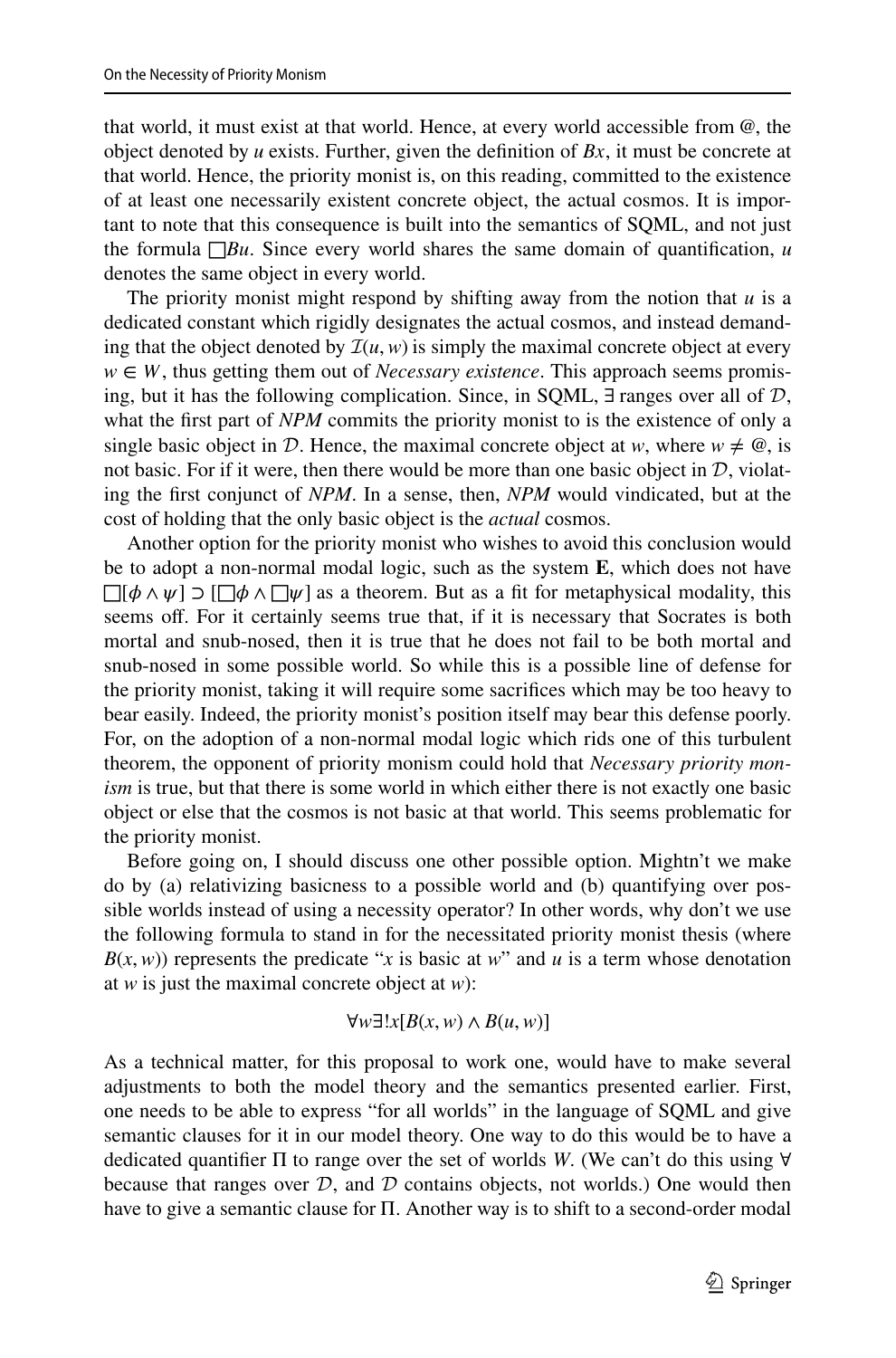that world, it must exist at that world. Hence, at every world accessible from @, the object denoted by $u$ exists. Further, given the definition of $Bx$, it must be concrete at that world. Hence, the priority monist is, on this reading, committed to the existence of at least one necessarily existent concrete object, the actual cosmos. It is important to note that this consequence is built into the semantics of SQML, and not just the formula $\Box Bu$. Since every world shares the same domain of quantification, $u$ denotes the same object in every world.

The priority monist might respond by shifting away from the notion that $u$ is a dedicated constant which rigidly designates the actual cosmos, and instead demanding that the object denoted by $\mathcal{I}(u, w)$ is simply the maximal concrete object at every $w \in W$, thus getting them out of *Necessary existence*. This approach seems promising, but it has the following complication. Since, in SQML, $\exists$ ranges over all of $\mathcal{D}$, what the first part of *NPM* commits the priority monist to is the existence of only a single basic object in $\mathcal{D}$. Hence, the maximal concrete object at $w$, where $w \neq @$, is not basic. For if it were, then there would be more than one basic object in $\mathcal{D}$, violating the first conjunct of *NPM*. In a sense, then, *NPM* would vindicated, but at the cost of holding that the only basic object is the *actual* cosmos.

Another option for the priority monist who wishes to avoid this conclusion would be to adopt a non-normal modal logic, such as the system **E**, which does not have $\Box[\phi \wedge \psi] \supset [\Box\phi \wedge \Box\psi]$ as a theorem. But as a fit for metaphysical modality, this seems off. For it certainly seems true that, if it is necessary that Socrates is both mortal and snub-nosed, then it is true that he does not fail to be both mortal and snub-nosed in some possible world. So while this is a possible line of defense for the priority monist, taking it will require some sacrifices which may be too heavy to bear easily. Indeed, the priority monist's position itself may bear this defense poorly. For, on the adoption of a non-normal modal logic which rids one of this turbulent theorem, the opponent of priority monism could hold that *Necessary priority monism* is true, but that there is some world in which either there is not exactly one basic object or else that the cosmos is not basic at that world. This seems problematic for the priority monist.

Before going on, I should discuss one other possible option. Mightn't we make do by (a) relativizing basicness to a possible world and (b) quantifying over possible worlds instead of using a necessity operator? In other words, why don't we use the following formula to stand in for the necessitated priority monist thesis (where $B(x, w)$) represents the predicate "$x$ is basic at $w$" and $u$ is a term whose denotation at $w$ is just the maximal concrete object at $w$):

$$\forall w \exists! x[B(x, w) \wedge B(u, w)]$$

As a technical matter, for this proposal to work one, would have to make several adjustments to both the model theory and the semantics presented earlier. First, one needs to be able to express "for all worlds" in the language of SQML and give semantic clauses for it in our model theory. One way to do this would be to have a dedicated quantifier $\Pi$ to range over the set of worlds $W$. (We can't do this using $\forall$ because that ranges over $\mathcal{D}$, and $\mathcal{D}$ contains objects, not worlds.) One would then have to give a semantic clause for $\Pi$. Another way is to shift to a second-order modal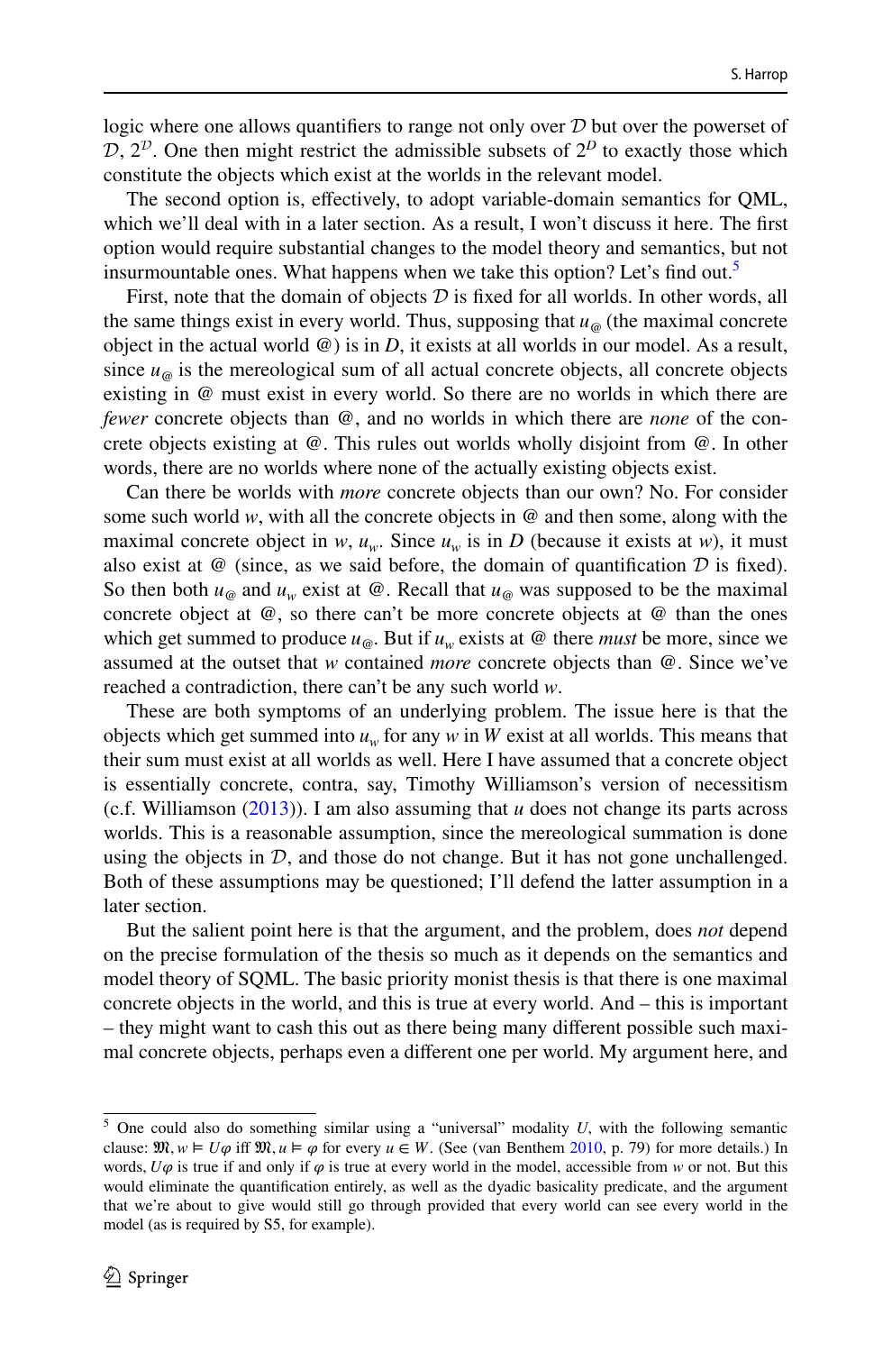logic where one allows quantifiers to range not only over $\mathcal{D}$ but over the powerset of $\mathcal{D}$, $2^{\mathcal{D}}$. One then might restrict the admissible subsets of $2^{D}$ to exactly those which constitute the objects which exist at the worlds in the relevant model.

The second option is, effectively, to adopt variable-domain semantics for QML, which we'll deal with in a later section. As a result, I won't discuss it here. The first option would require substantial changes to the model theory and semantics, but not insurmountable ones. What happens when we take this option? Let's find out.[5]

First, note that the domain of objects $\mathcal{D}$ is fixed for all worlds. In other words, all the same things exist in every world. Thus, supposing that $u_@$ (the maximal concrete object in the actual world @) is in $D$, it exists at all worlds in our model. As a result, since $u_@$ is the mereological sum of all actual concrete objects, all concrete objects existing in @ must exist in every world. So there are no worlds in which there are *fewer* concrete objects than @, and no worlds in which there are *none* of the concrete objects existing at @. This rules out worlds wholly disjoint from @. In other words, there are no worlds where none of the actually existing objects exist.

Can there be worlds with *more* concrete objects than our own? No. For consider some such world $w$, with all the concrete objects in @ and then some, along with the maximal concrete object in $w$, $u_w$. Since $u_w$ is in $D$ (because it exists at $w$), it must also exist at @ (since, as we said before, the domain of quantification $\mathcal{D}$ is fixed). So then both $u_@$ and $u_w$ exist at @. Recall that $u_@$ was supposed to be the maximal concrete object at @, so there can't be more concrete objects at @ than the ones which get summed to produce $u_@$. But if $u_w$ exists at @ there *must* be more, since we assumed at the outset that $w$ contained *more* concrete objects than @. Since we've reached a contradiction, there can't be any such world $w$.

These are both symptoms of an underlying problem. The issue here is that the objects which get summed into $u_w$ for any $w$ in $W$ exist at all worlds. This means that their sum must exist at all worlds as well. Here I have assumed that a concrete object is essentially concrete, contra, say, Timothy Williamson's version of necessitism (c.f. Williamson (2013)). I am also assuming that $u$ does not change its parts across worlds. This is a reasonable assumption, since the mereological summation is done using the objects in $\mathcal{D}$, and those do not change. But it has not gone unchallenged. Both of these assumptions may be questioned; I'll defend the latter assumption in a later section.

But the salient point here is that the argument, and the problem, does *not* depend on the precise formulation of the thesis so much as it depends on the semantics and model theory of SQML. The basic priority monist thesis is that there is one maximal concrete objects in the world, and this is true at every world. And – this is important – they might want to cash this out as there being many different possible such maximal concrete objects, perhaps even a different one per world. My argument here, and

[5] One could also do something similar using a "universal" modality $U$, with the following semantic clause: $\mathfrak{M}, w \vDash U\varphi$ iff $\mathfrak{M}, u \vDash \varphi$ for every $u \in W$. (See (van Benthem 2010, p. 79) for more details.) In words, $U\varphi$ is true if and only if $\varphi$ is true at every world in the model, accessible from $w$ or not. But this would eliminate the quantification entirely, as well as the dyadic basicality predicate, and the argument that we're about to give would still go through provided that every world can see every world in the model (as is required by S5, for example).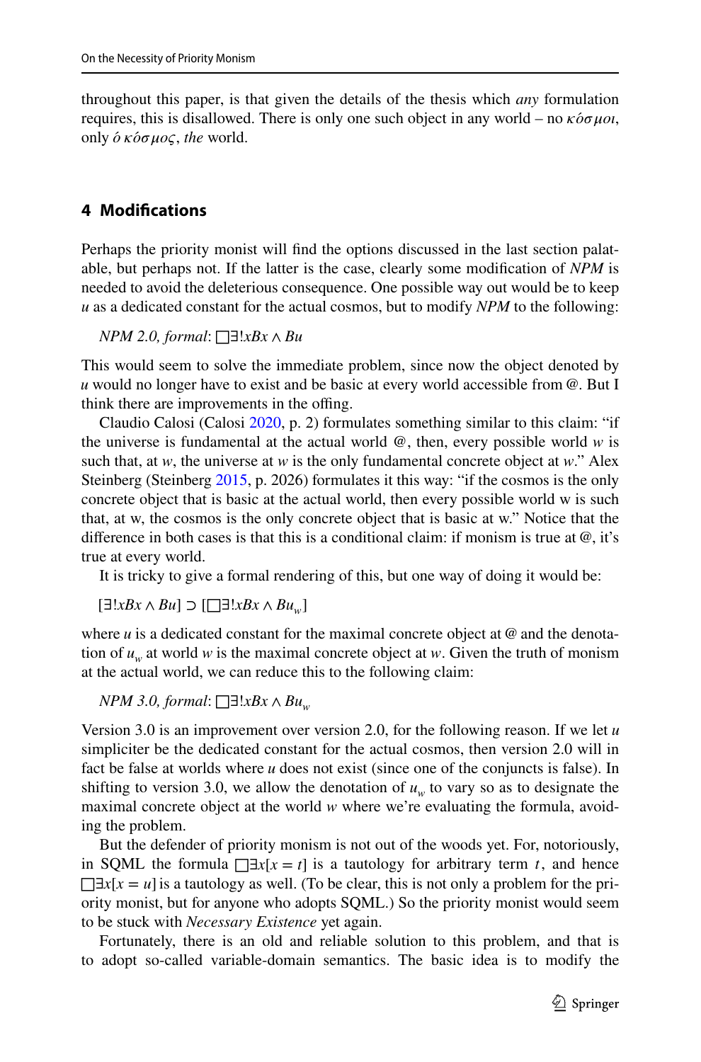throughout this paper, is that given the details of the thesis which *any* formulation requires, this is disallowed. There is only one such object in any world – no *κόσμοι*, only *ὁ κόσμος*, *the* world.

## 4 Modifications

Perhaps the priority monist will find the options discussed in the last section palatable, but perhaps not. If the latter is the case, clearly some modification of *NPM* is needed to avoid the deleterious consequence. One possible way out would be to keep $u$ as a dedicated constant for the actual cosmos, but to modify *NPM* to the following:

*NPM 2.0, formal*: $\Box\exists!xBx \wedge Bu$

This would seem to solve the immediate problem, since now the object denoted by $u$ would no longer have to exist and be basic at every world accessible from @. But I think there are improvements in the offing.

Claudio Calosi (Calosi 2020, p. 2) formulates something similar to this claim: "if the universe is fundamental at the actual world @, then, every possible world $w$ is such that, at $w$, the universe at $w$ is the only fundamental concrete object at $w$." Alex Steinberg (Steinberg 2015, p. 2026) formulates it this way: "if the cosmos is the only concrete object that is basic at the actual world, then every possible world w is such that, at w, the cosmos is the only concrete object that is basic at w." Notice that the difference in both cases is that this is a conditional claim: if monism is true at @, it's true at every world.

It is tricky to give a formal rendering of this, but one way of doing it would be:

$[\exists!xBx \wedge Bu] \supset [\Box\exists!xBx \wedge Bu_w]$

where $u$ is a dedicated constant for the maximal concrete object at @ and the denotation of $u_w$ at world $w$ is the maximal concrete object at $w$. Given the truth of monism at the actual world, we can reduce this to the following claim:

*NPM 3.0, formal*: $\Box\exists!xBx \wedge Bu_w$

Version 3.0 is an improvement over version 2.0, for the following reason. If we let $u$ simpliciter be the dedicated constant for the actual cosmos, then version 2.0 will in fact be false at worlds where $u$ does not exist (since one of the conjuncts is false). In shifting to version 3.0, we allow the denotation of $u_w$ to vary so as to designate the maximal concrete object at the world $w$ where we're evaluating the formula, avoiding the problem.

But the defender of priority monism is not out of the woods yet. For, notoriously, in SQML the formula $\Box\exists x[x = t]$ is a tautology for arbitrary term $t$, and hence $\Box\exists x[x = u]$ is a tautology as well. (To be clear, this is not only a problem for the priority monist, but for anyone who adopts SQML.) So the priority monist would seem to be stuck with *Necessary Existence* yet again.

Fortunately, there is an old and reliable solution to this problem, and that is to adopt so-called variable-domain semantics. The basic idea is to modify the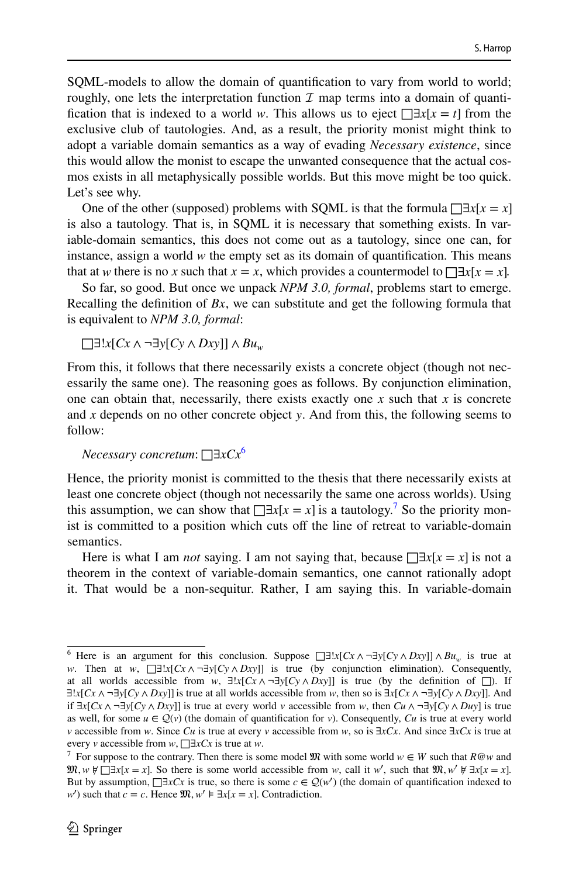SQML-models to allow the domain of quantification to vary from world to world; roughly, one lets the interpretation function $\mathcal{I}$ map terms into a domain of quantification that is indexed to a world $w$. This allows us to eject $\Box\exists x[x = t]$ from the exclusive club of tautologies. And, as a result, the priority monist might think to adopt a variable domain semantics as a way of evading *Necessary existence*, since this would allow the monist to escape the unwanted consequence that the actual cosmos exists in all metaphysically possible worlds. But this move might be too quick. Let's see why.

One of the other (supposed) problems with SQML is that the formula $\Box\exists x[x = x]$ is also a tautology. That is, in SQML it is necessary that something exists. In variable-domain semantics, this does not come out as a tautology, since one can, for instance, assign a world $w$ the empty set as its domain of quantification. This means that at $w$ there is no $x$ such that $x = x$, which provides a countermodel to $\Box\exists x[x = x]$.

So far, so good. But once we unpack *NPM 3.0, formal*, problems start to emerge. Recalling the definition of $Bx$, we can substitute and get the following formula that is equivalent to *NPM 3.0, formal*:

$$\Box\exists!x[Cx \wedge \neg\exists y[Cy \wedge Dxy]] \wedge Bu_w$$

From this, it follows that there necessarily exists a concrete object (though not necessarily the same one). The reasoning goes as follows. By conjunction elimination, one can obtain that, necessarily, there exists exactly one $x$ such that $x$ is concrete and $x$ depends on no other concrete object $y$. And from this, the following seems to follow:

*Necessary concretum*: $\Box\exists xCx$[6]

Hence, the priority monist is committed to the thesis that there necessarily exists at least one concrete object (though not necessarily the same one across worlds). Using this assumption, we can show that $\Box\exists x[x = x]$ is a tautology.[7] So the priority monist is committed to a position which cuts off the line of retreat to variable-domain semantics.

Here is what I am *not* saying. I am not saying that, because $\Box\exists x[x = x]$ is not a theorem in the context of variable-domain semantics, one cannot rationally adopt it. That would be a non-sequitur. Rather, I am saying this. In variable-domain

---

[6] Here is an argument for this conclusion. Suppose $\Box\exists!x[Cx \wedge \neg\exists y[Cy \wedge Dxy]] \wedge Bu_w$ is true at $w$. Then at $w$, $\Box\exists!x[Cx \wedge \neg\exists y[Cy \wedge Dxy]]$ is true (by conjunction elimination). Consequently, at all worlds accessible from $w$, $\exists!x[Cx \wedge \neg\exists y[Cy \wedge Dxy]]$ is true (by the definition of $\Box$). If $\exists!x[Cx \wedge \neg\exists y[Cy \wedge Dxy]]$ is true at all worlds accessible from $w$, then so is $\exists x[Cx \wedge \neg\exists y[Cy \wedge Dxy]]$. And if $\exists x[Cx \wedge \neg\exists y[Cy \wedge Dxy]]$ is true at every world $v$ accessible from $w$, then $Cu \wedge \neg\exists y[Cy \wedge Duy]$ is true as well, for some $u \in \mathcal{Q}(v)$ (the domain of quantification for $v$). Consequently, $Cu$ is true at every world $v$ accessible from $w$. Since $Cu$ is true at every $v$ accessible from $w$, so is $\exists xCx$. And since $\exists xCx$ is true at every $v$ accessible from $w$, $\Box\exists xCx$ is true at $w$.

[7] For suppose to the contrary. Then there is some model $\mathfrak{M}$ with some world $w \in W$ such that $R@w$ and $\mathfrak{M}, w \nvDash \Box\exists x[x = x]$. So there is some world accessible from $w$, call it $w'$, such that $\mathfrak{M}, w' \nvDash \exists x[x = x]$. But by assumption, $\Box\exists xCx$ is true, so there is some $c \in \mathcal{Q}(w')$ (the domain of quantification indexed to $w'$) such that $c = c$. Hence $\mathfrak{M}, w' \vDash \exists x[x = x]$. Contradiction.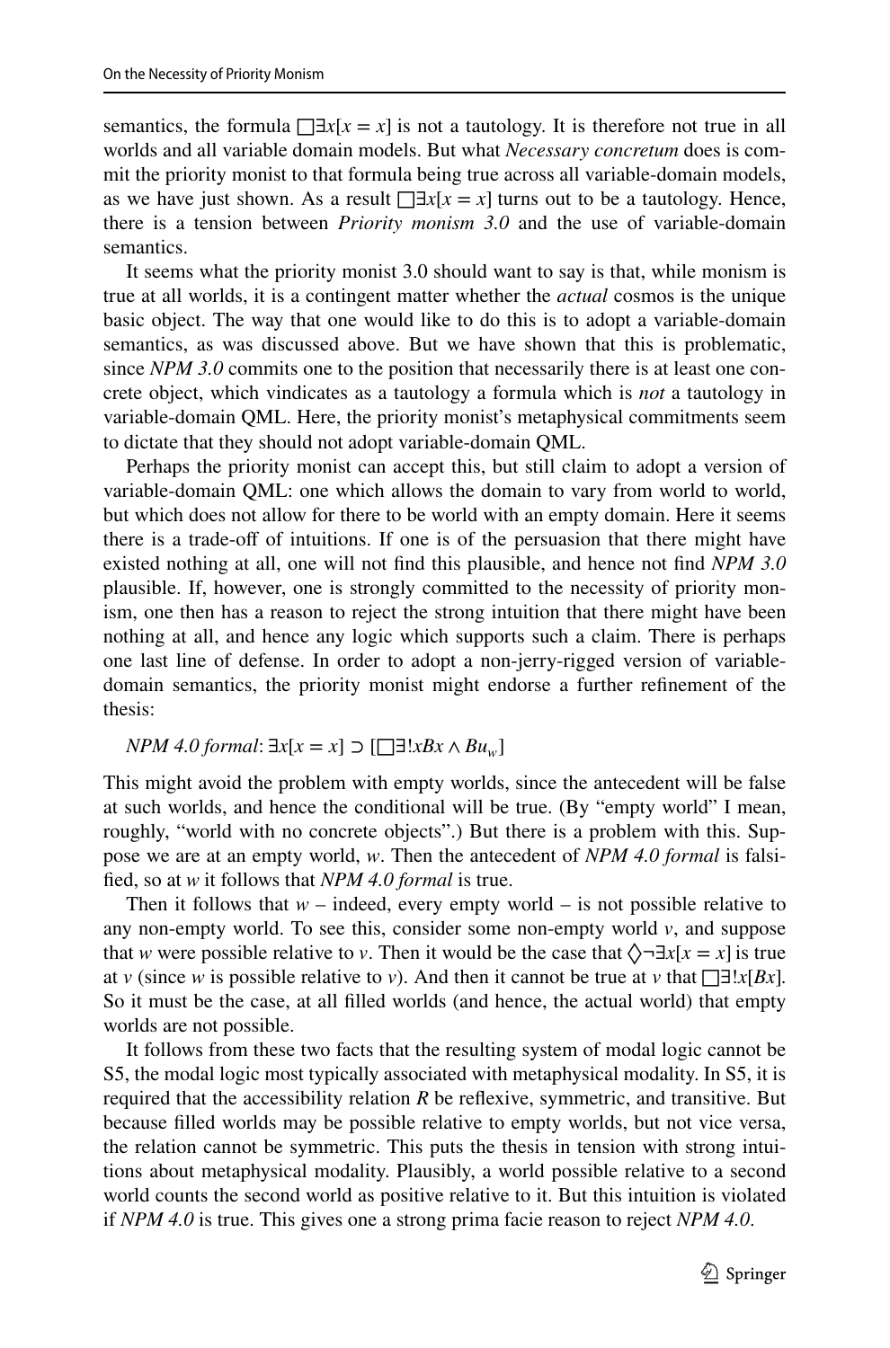semantics, the formula $\Box\exists x[x = x]$ is not a tautology. It is therefore not true in all worlds and all variable domain models. But what *Necessary concretum* does is commit the priority monist to that formula being true across all variable-domain models, as we have just shown. As a result $\Box\exists x[x = x]$ turns out to be a tautology. Hence, there is a tension between *Priority monism 3.0* and the use of variable-domain semantics.

It seems what the priority monist 3.0 should want to say is that, while monism is true at all worlds, it is a contingent matter whether the *actual* cosmos is the unique basic object. The way that one would like to do this is to adopt a variable-domain semantics, as was discussed above. But we have shown that this is problematic, since *NPM 3.0* commits one to the position that necessarily there is at least one concrete object, which vindicates as a tautology a formula which is *not* a tautology in variable-domain QML. Here, the priority monist's metaphysical commitments seem to dictate that they should not adopt variable-domain QML.

Perhaps the priority monist can accept this, but still claim to adopt a version of variable-domain QML: one which allows the domain to vary from world to world, but which does not allow for there to be world with an empty domain. Here it seems there is a trade-off of intuitions. If one is of the persuasion that there might have existed nothing at all, one will not find this plausible, and hence not find *NPM 3.0* plausible. If, however, one is strongly committed to the necessity of priority monism, one then has a reason to reject the strong intuition that there might have been nothing at all, and hence any logic which supports such a claim. There is perhaps one last line of defense. In order to adopt a non-jerry-rigged version of variable-domain semantics, the priority monist might endorse a further refinement of the thesis:

*NPM 4.0 formal*: $\exists x[x = x] \supset [\Box\exists! xBx \wedge Bu_w]$

This might avoid the problem with empty worlds, since the antecedent will be false at such worlds, and hence the conditional will be true. (By "empty world" I mean, roughly, "world with no concrete objects".) But there is a problem with this. Suppose we are at an empty world, $w$. Then the antecedent of *NPM 4.0 formal* is falsified, so at $w$ it follows that *NPM 4.0 formal* is true.

Then it follows that $w$ – indeed, every empty world – is not possible relative to any non-empty world. To see this, consider some non-empty world $v$, and suppose that $w$ were possible relative to $v$. Then it would be the case that $\Diamond\neg\exists x[x = x]$ is true at $v$ (since $w$ is possible relative to $v$). And then it cannot be true at $v$ that $\Box\exists! x[Bx]$. So it must be the case, at all filled worlds (and hence, the actual world) that empty worlds are not possible.

It follows from these two facts that the resulting system of modal logic cannot be S5, the modal logic most typically associated with metaphysical modality. In S5, it is required that the accessibility relation $R$ be reflexive, symmetric, and transitive. But because filled worlds may be possible relative to empty worlds, but not vice versa, the relation cannot be symmetric. This puts the thesis in tension with strong intuitions about metaphysical modality. Plausibly, a world possible relative to a second world counts the second world as positive relative to it. But this intuition is violated if *NPM 4.0* is true. This gives one a strong prima facie reason to reject *NPM 4.0*.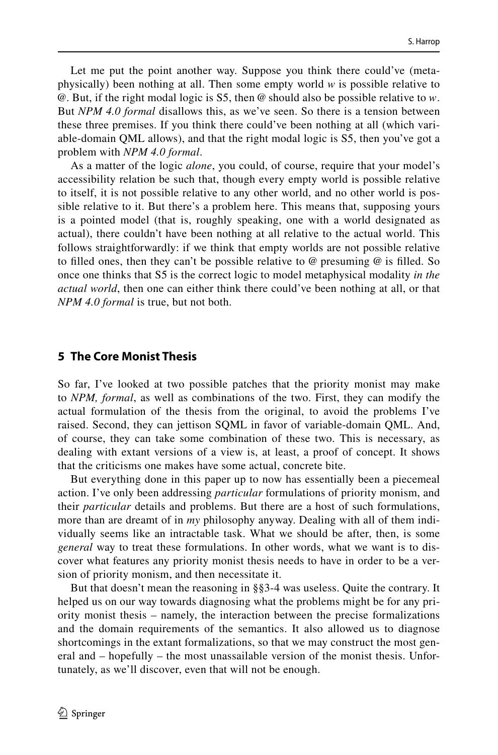Let me put the point another way. Suppose you think there could've (metaphysically) been nothing at all. Then some empty world $w$ is possible relative to @. But, if the right modal logic is S5, then @ should also be possible relative to $w$. But *NPM 4.0 formal* disallows this, as we've seen. So there is a tension between these three premises. If you think there could've been nothing at all (which variable-domain QML allows), and that the right modal logic is S5, then you've got a problem with *NPM 4.0 formal*.

As a matter of the logic *alone*, you could, of course, require that your model's accessibility relation be such that, though every empty world is possible relative to itself, it is not possible relative to any other world, and no other world is possible relative to it. But there's a problem here. This means that, supposing yours is a pointed model (that is, roughly speaking, one with a world designated as actual), there couldn't have been nothing at all relative to the actual world. This follows straightforwardly: if we think that empty worlds are not possible relative to filled ones, then they can't be possible relative to @ presuming @ is filled. So once one thinks that S5 is the correct logic to model metaphysical modality *in the actual world*, then one can either think there could've been nothing at all, or that *NPM 4.0 formal* is true, but not both.

## 5 The Core Monist Thesis

So far, I've looked at two possible patches that the priority monist may make to *NPM, formal*, as well as combinations of the two. First, they can modify the actual formulation of the thesis from the original, to avoid the problems I've raised. Second, they can jettison SQML in favor of variable-domain QML. And, of course, they can take some combination of these two. This is necessary, as dealing with extant versions of a view is, at least, a proof of concept. It shows that the criticisms one makes have some actual, concrete bite.

But everything done in this paper up to now has essentially been a piecemeal action. I've only been addressing *particular* formulations of priority monism, and their *particular* details and problems. But there are a host of such formulations, more than are dreamt of in *my* philosophy anyway. Dealing with all of them individually seems like an intractable task. What we should be after, then, is some *general* way to treat these formulations. In other words, what we want is to discover what features any priority monist thesis needs to have in order to be a version of priority monism, and then necessitate it.

But that doesn't mean the reasoning in §§3-4 was useless. Quite the contrary. It helped us on our way towards diagnosing what the problems might be for any priority monist thesis – namely, the interaction between the precise formalizations and the domain requirements of the semantics. It also allowed us to diagnose shortcomings in the extant formalizations, so that we may construct the most general and – hopefully – the most unassailable version of the monist thesis. Unfortunately, as we'll discover, even that will not be enough.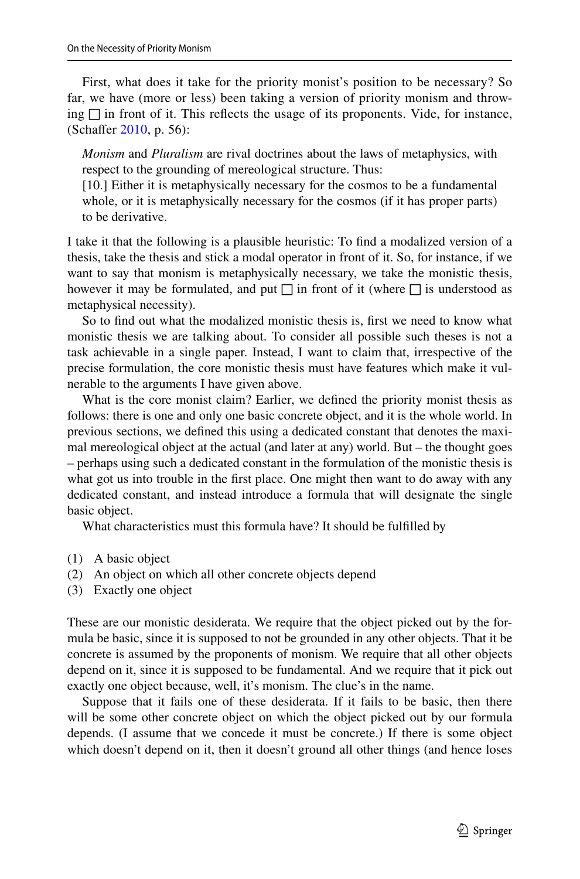First, what does it take for the priority monist's position to be necessary? So far, we have (more or less) been taking a version of priority monism and throwing $\Box$ in front of it. This reflects the usage of its proponents. Vide, for instance, (Schaffer 2010, p. 56):

> *Monism* and *Pluralism* are rival doctrines about the laws of metaphysics, with respect to the grounding of mereological structure. Thus:
> [10.] Either it is metaphysically necessary for the cosmos to be a fundamental whole, or it is metaphysically necessary for the cosmos (if it has proper parts) to be derivative.

I take it that the following is a plausible heuristic: To find a modalized version of a thesis, take the thesis and stick a modal operator in front of it. So, for instance, if we want to say that monism is metaphysically necessary, we take the monistic thesis, however it may be formulated, and put $\Box$ in front of it (where $\Box$ is understood as metaphysical necessity).

So to find out what the modalized monistic thesis is, first we need to know what monistic thesis we are talking about. To consider all possible such theses is not a task achievable in a single paper. Instead, I want to claim that, irrespective of the precise formulation, the core monistic thesis must have features which make it vulnerable to the arguments I have given above.

What is the core monist claim? Earlier, we defined the priority monist thesis as follows: there is one and only one basic concrete object, and it is the whole world. In previous sections, we defined this using a dedicated constant that denotes the maximal mereological object at the actual (and later at any) world. But – the thought goes – perhaps using such a dedicated constant in the formulation of the monistic thesis is what got us into trouble in the first place. One might then want to do away with any dedicated constant, and instead introduce a formula that will designate the single basic object.

What characteristics must this formula have? It should be fulfilled by

(1) A basic object
(2) An object on which all other concrete objects depend
(3) Exactly one object

These are our monistic desiderata. We require that the object picked out by the formula be basic, since it is supposed to not be grounded in any other objects. That it be concrete is assumed by the proponents of monism. We require that all other objects depend on it, since it is supposed to be fundamental. And we require that it pick out exactly one object because, well, it's monism. The clue's in the name.

Suppose that it fails one of these desiderata. If it fails to be basic, then there will be some other concrete object on which the object picked out by our formula depends. (I assume that we concede it must be concrete.) If there is some object which doesn't depend on it, then it doesn't ground all other things (and hence loses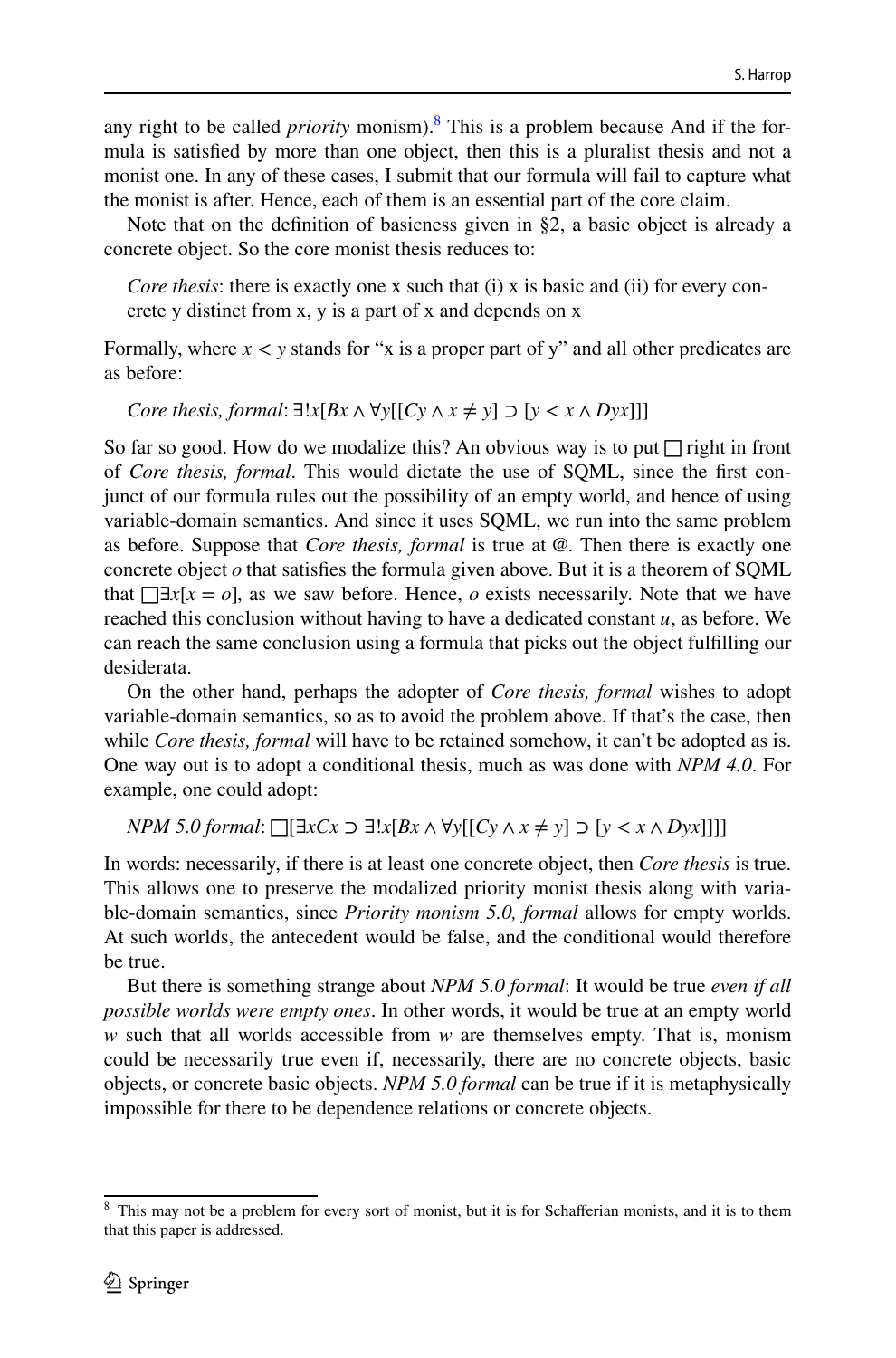any right to be called *priority* monism).[8] This is a problem because And if the formula is satisfied by more than one object, then this is a pluralist thesis and not a monist one. In any of these cases, I submit that our formula will fail to capture what the monist is after. Hence, each of them is an essential part of the core claim.

Note that on the definition of basicness given in §2, a basic object is already a concrete object. So the core monist thesis reduces to:

> *Core thesis*: there is exactly one x such that (i) x is basic and (ii) for every concrete y distinct from x, y is a part of x and depends on x

Formally, where $x < y$ stands for "x is a proper part of y" and all other predicates are as before:

> *Core thesis, formal*: $\exists! x[Bx \wedge \forall y[[Cy \wedge x \neq y] \supset [y < x \wedge Dyx]]]$

So far so good. How do we modalize this? An obvious way is to put $\Box$ right in front of *Core thesis, formal*. This would dictate the use of SQML, since the first conjunct of our formula rules out the possibility of an empty world, and hence of using variable-domain semantics. And since it uses SQML, we run into the same problem as before. Suppose that *Core thesis, formal* is true at @. Then there is exactly one concrete object $o$ that satisfies the formula given above. But it is a theorem of SQML that $\Box\exists x[x = o]$, as we saw before. Hence, $o$ exists necessarily. Note that we have reached this conclusion without having to have a dedicated constant $u$, as before. We can reach the same conclusion using a formula that picks out the object fulfilling our desiderata.

On the other hand, perhaps the adopter of *Core thesis, formal* wishes to adopt variable-domain semantics, so as to avoid the problem above. If that's the case, then while *Core thesis, formal* will have to be retained somehow, it can't be adopted as is. One way out is to adopt a conditional thesis, much as was done with *NPM 4.0*. For example, one could adopt:

> *NPM 5.0 formal*: $\Box[\exists x Cx \supset \exists! x[Bx \wedge \forall y[[Cy \wedge x \neq y] \supset [y < x \wedge Dyx]]]]$

In words: necessarily, if there is at least one concrete object, then *Core thesis* is true. This allows one to preserve the modalized priority monist thesis along with variable-domain semantics, since *Priority monism 5.0, formal* allows for empty worlds. At such worlds, the antecedent would be false, and the conditional would therefore be true.

But there is something strange about *NPM 5.0 formal*: It would be true *even if all possible worlds were empty ones*. In other words, it would be true at an empty world $w$ such that all worlds accessible from $w$ are themselves empty. That is, monism could be necessarily true even if, necessarily, there are no concrete objects, basic objects, or concrete basic objects. *NPM 5.0 formal* can be true if it is metaphysically impossible for there to be dependence relations or concrete objects.

---

[8] This may not be a problem for every sort of monist, but it is for Schafferian monists, and it is to them that this paper is addressed.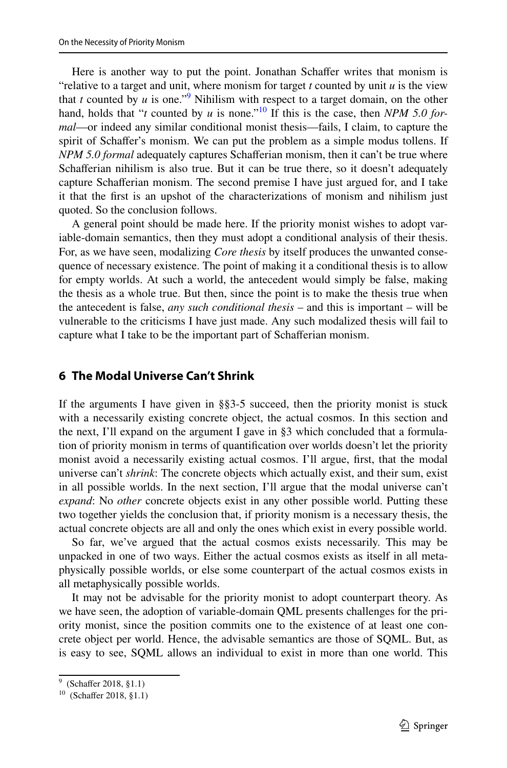Here is another way to put the point. Jonathan Schaffer writes that monism is "relative to a target and unit, where monism for target *t* counted by unit *u* is the view that *t* counted by *u* is one."[9] Nihilism with respect to a target domain, on the other hand, holds that "*t* counted by *u* is none."[10] If this is the case, then *NPM 5.0 formal*—or indeed any similar conditional monist thesis—fails, I claim, to capture the spirit of Schaffer's monism. We can put the problem as a simple modus tollens. If *NPM 5.0 formal* adequately captures Schafferian monism, then it can't be true where Schafferian nihilism is also true. But it can be true there, so it doesn't adequately capture Schafferian monism. The second premise I have just argued for, and I take it that the first is an upshot of the characterizations of monism and nihilism just quoted. So the conclusion follows.

A general point should be made here. If the priority monist wishes to adopt variable-domain semantics, then they must adopt a conditional analysis of their thesis. For, as we have seen, modalizing *Core thesis* by itself produces the unwanted consequence of necessary existence. The point of making it a conditional thesis is to allow for empty worlds. At such a world, the antecedent would simply be false, making the thesis as a whole true. But then, since the point is to make the thesis true when the antecedent is false, *any such conditional thesis* – and this is important – will be vulnerable to the criticisms I have just made. Any such modalized thesis will fail to capture what I take to be the important part of Schafferian monism.

## 6 The Modal Universe Can't Shrink

If the arguments I have given in §§3-5 succeed, then the priority monist is stuck with a necessarily existing concrete object, the actual cosmos. In this section and the next, I'll expand on the argument I gave in §3 which concluded that a formulation of priority monism in terms of quantification over worlds doesn't let the priority monist avoid a necessarily existing actual cosmos. I'll argue, first, that the modal universe can't *shrink*: The concrete objects which actually exist, and their sum, exist in all possible worlds. In the next section, I'll argue that the modal universe can't *expand*: No *other* concrete objects exist in any other possible world. Putting these two together yields the conclusion that, if priority monism is a necessary thesis, the actual concrete objects are all and only the ones which exist in every possible world.

So far, we've argued that the actual cosmos exists necessarily. This may be unpacked in one of two ways. Either the actual cosmos exists as itself in all metaphysically possible worlds, or else some counterpart of the actual cosmos exists in all metaphysically possible worlds.

It may not be advisable for the priority monist to adopt counterpart theory. As we have seen, the adoption of variable-domain QML presents challenges for the priority monist, since the position commits one to the existence of at least one concrete object per world. Hence, the advisable semantics are those of SQML. But, as is easy to see, SQML allows an individual to exist in more than one world. This

[9] (Schaffer 2018, §1.1)

[10] (Schaffer 2018, §1.1)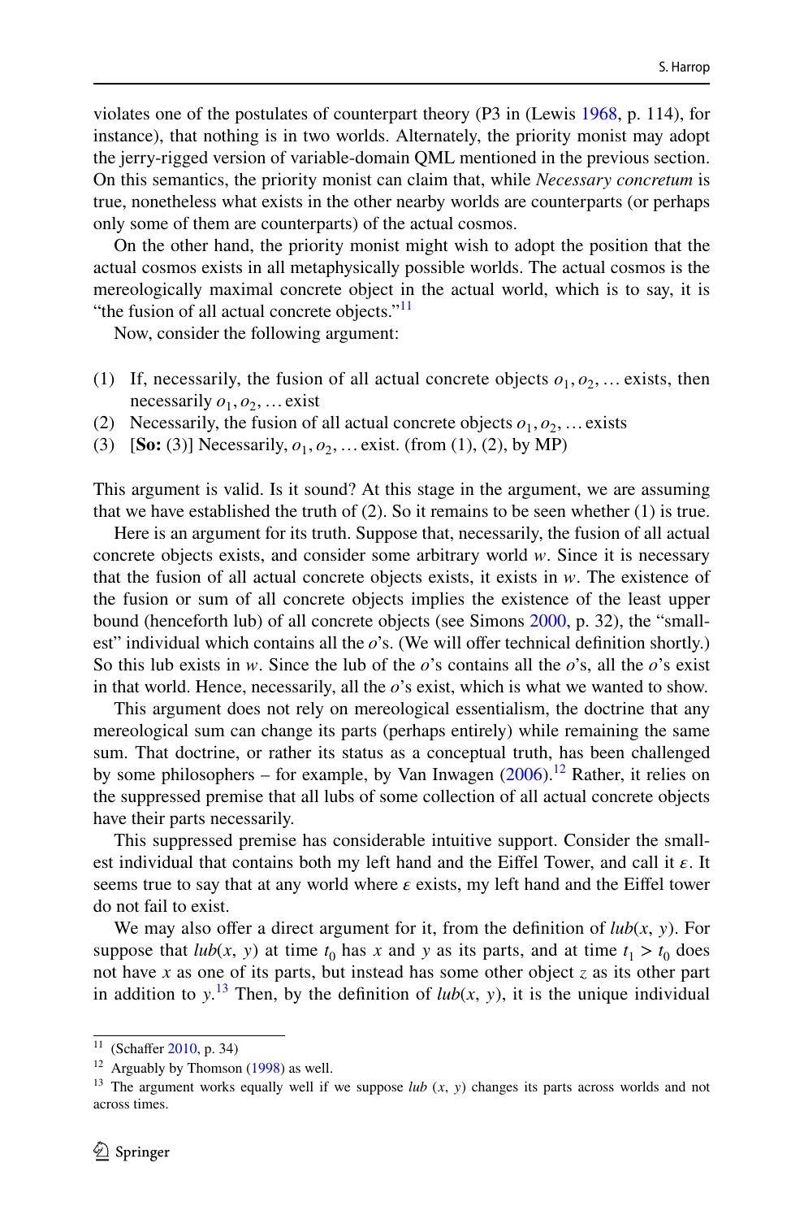violates one of the postulates of counterpart theory (P3 in (Lewis 1968, p. 114), for instance), that nothing is in two worlds. Alternately, the priority monist may adopt the jerry-rigged version of variable-domain QML mentioned in the previous section. On this semantics, the priority monist can claim that, while *Necessary concretum* is true, nonetheless what exists in the other nearby worlds are counterparts (or perhaps only some of them are counterparts) of the actual cosmos.

On the other hand, the priority monist might wish to adopt the position that the actual cosmos exists in all metaphysically possible worlds. The actual cosmos is the mereologically maximal concrete object in the actual world, which is to say, it is "the fusion of all actual concrete objects."[11]

Now, consider the following argument:

(1) If, necessarily, the fusion of all actual concrete objects $o_1, o_2, \ldots$ exists, then necessarily $o_1, o_2, \ldots$ exist
(2) Necessarily, the fusion of all actual concrete objects $o_1, o_2, \ldots$ exists
(3) [**So:** (3)] Necessarily, $o_1, o_2, \ldots$ exist. (from (1), (2), by MP)

This argument is valid. Is it sound? At this stage in the argument, we are assuming that we have established the truth of (2). So it remains to be seen whether (1) is true.

Here is an argument for its truth. Suppose that, necessarily, the fusion of all actual concrete objects exists, and consider some arbitrary world $w$. Since it is necessary that the fusion of all actual concrete objects exists, it exists in $w$. The existence of the fusion or sum of all concrete objects implies the existence of the least upper bound (henceforth lub) of all concrete objects (see Simons 2000, p. 32), the "smallest" individual which contains all the $o$'s. (We will offer technical definition shortly.) So this lub exists in $w$. Since the lub of the $o$'s contains all the $o$'s, all the $o$'s exist in that world. Hence, necessarily, all the $o$'s exist, which is what we wanted to show.

This argument does not rely on mereological essentialism, the doctrine that any mereological sum can change its parts (perhaps entirely) while remaining the same sum. That doctrine, or rather its status as a conceptual truth, has been challenged by some philosophers – for example, by Van Inwagen (2006).[12] Rather, it relies on the suppressed premise that all lubs of some collection of all actual concrete objects have their parts necessarily.

This suppressed premise has considerable intuitive support. Consider the smallest individual that contains both my left hand and the Eiffel Tower, and call it $\varepsilon$. It seems true to say that at any world where $\varepsilon$ exists, my left hand and the Eiffel tower do not fail to exist.

We may also offer a direct argument for it, from the definition of $lub(x, y)$. For suppose that $lub(x, y)$ at time $t_0$ has $x$ and $y$ as its parts, and at time $t_1 > t_0$ does not have $x$ as one of its parts, but instead has some other object $z$ as its other part in addition to $y$.[13] Then, by the definition of $lub(x, y)$, it is the unique individual

---

[11] (Schaffer 2010, p. 34)

[12] Arguably by Thomson (1998) as well.

[13] The argument works equally well if we suppose $lub\ (x, y)$ changes its parts across worlds and not across times.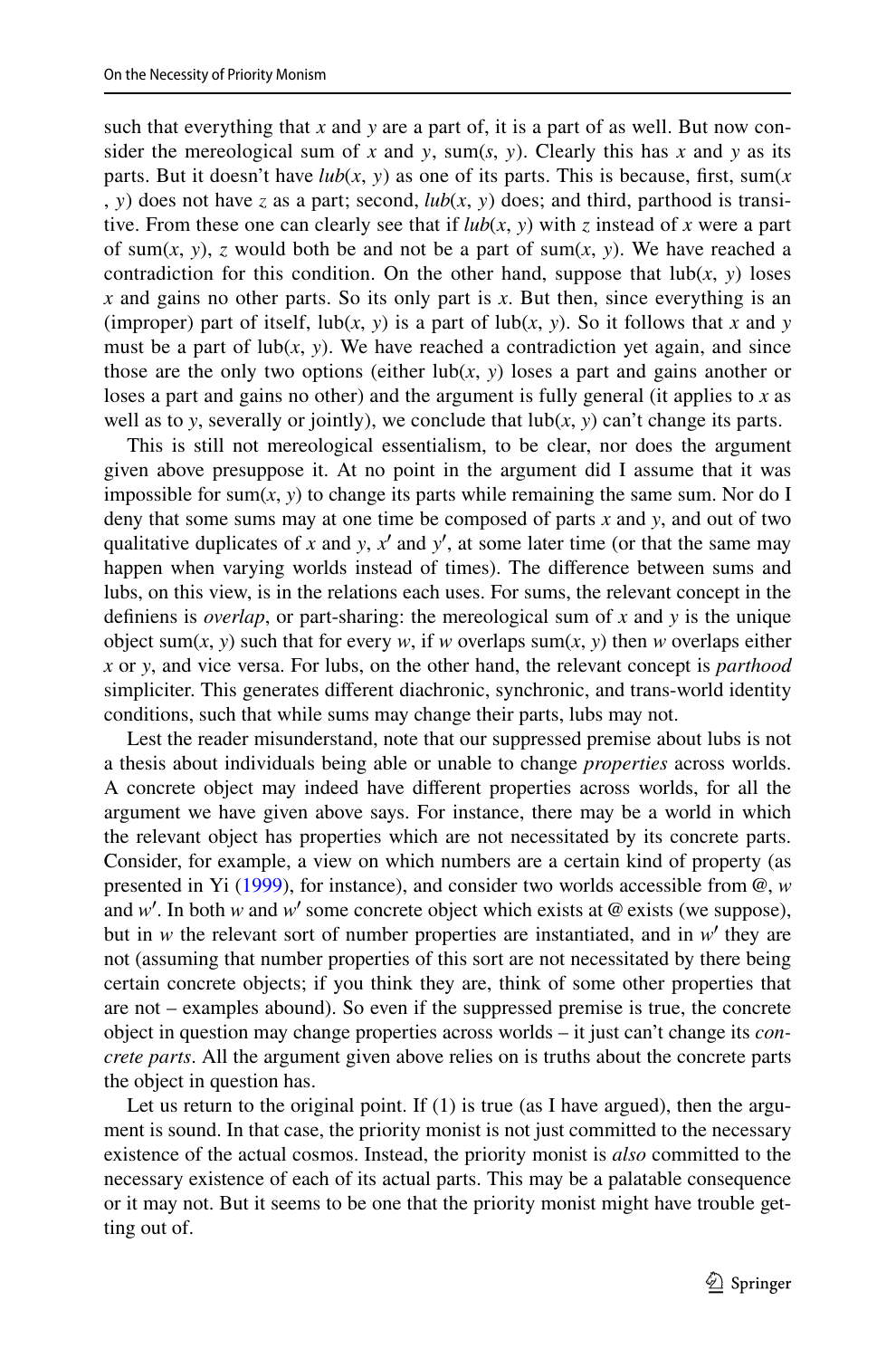such that everything that *x* and *y* are a part of, it is a part of as well. But now consider the mereological sum of *x* and *y*, sum(*s*, *y*). Clearly this has *x* and *y* as its parts. But it doesn't have *lub*(*x*, *y*) as one of its parts. This is because, first, sum(*x* , *y*) does not have *z* as a part; second, *lub*(*x*, *y*) does; and third, parthood is transitive. From these one can clearly see that if *lub*(*x*, *y*) with *z* instead of *x* were a part of sum(*x*, *y*), *z* would both be and not be a part of sum(*x*, *y*). We have reached a contradiction for this condition. On the other hand, suppose that lub(*x*, *y*) loses *x* and gains no other parts. So its only part is *x*. But then, since everything is an (improper) part of itself, lub(*x*, *y*) is a part of lub(*x*, *y*). So it follows that *x* and *y* must be a part of lub(*x*, *y*). We have reached a contradiction yet again, and since those are the only two options (either lub(*x*, *y*) loses a part and gains another or loses a part and gains no other) and the argument is fully general (it applies to *x* as well as to *y*, severally or jointly), we conclude that lub(*x*, *y*) can't change its parts.

This is still not mereological essentialism, to be clear, nor does the argument given above presuppose it. At no point in the argument did I assume that it was impossible for sum(*x*, *y*) to change its parts while remaining the same sum. Nor do I deny that some sums may at one time be composed of parts *x* and *y*, and out of two qualitative duplicates of *x* and *y*, *x*′ and *y*′, at some later time (or that the same may happen when varying worlds instead of times). The difference between sums and lubs, on this view, is in the relations each uses. For sums, the relevant concept in the definiens is *overlap*, or part-sharing: the mereological sum of *x* and *y* is the unique object sum(*x*, *y*) such that for every *w*, if *w* overlaps sum(*x*, *y*) then *w* overlaps either *x* or *y*, and vice versa. For lubs, on the other hand, the relevant concept is *parthood* simpliciter. This generates different diachronic, synchronic, and trans-world identity conditions, such that while sums may change their parts, lubs may not.

Lest the reader misunderstand, note that our suppressed premise about lubs is not a thesis about individuals being able or unable to change *properties* across worlds. A concrete object may indeed have different properties across worlds, for all the argument we have given above says. For instance, there may be a world in which the relevant object has properties which are not necessitated by its concrete parts. Consider, for example, a view on which numbers are a certain kind of property (as presented in Yi (1999), for instance), and consider two worlds accessible from @, *w* and *w*′. In both *w* and *w*′ some concrete object which exists at @ exists (we suppose), but in *w* the relevant sort of number properties are instantiated, and in *w*′ they are not (assuming that number properties of this sort are not necessitated by there being certain concrete objects; if you think they are, think of some other properties that are not – examples abound). So even if the suppressed premise is true, the concrete object in question may change properties across worlds – it just can't change its *concrete parts*. All the argument given above relies on is truths about the concrete parts the object in question has.

Let us return to the original point. If (1) is true (as I have argued), then the argument is sound. In that case, the priority monist is not just committed to the necessary existence of the actual cosmos. Instead, the priority monist is *also* committed to the necessary existence of each of its actual parts. This may be a palatable consequence or it may not. But it seems to be one that the priority monist might have trouble getting out of.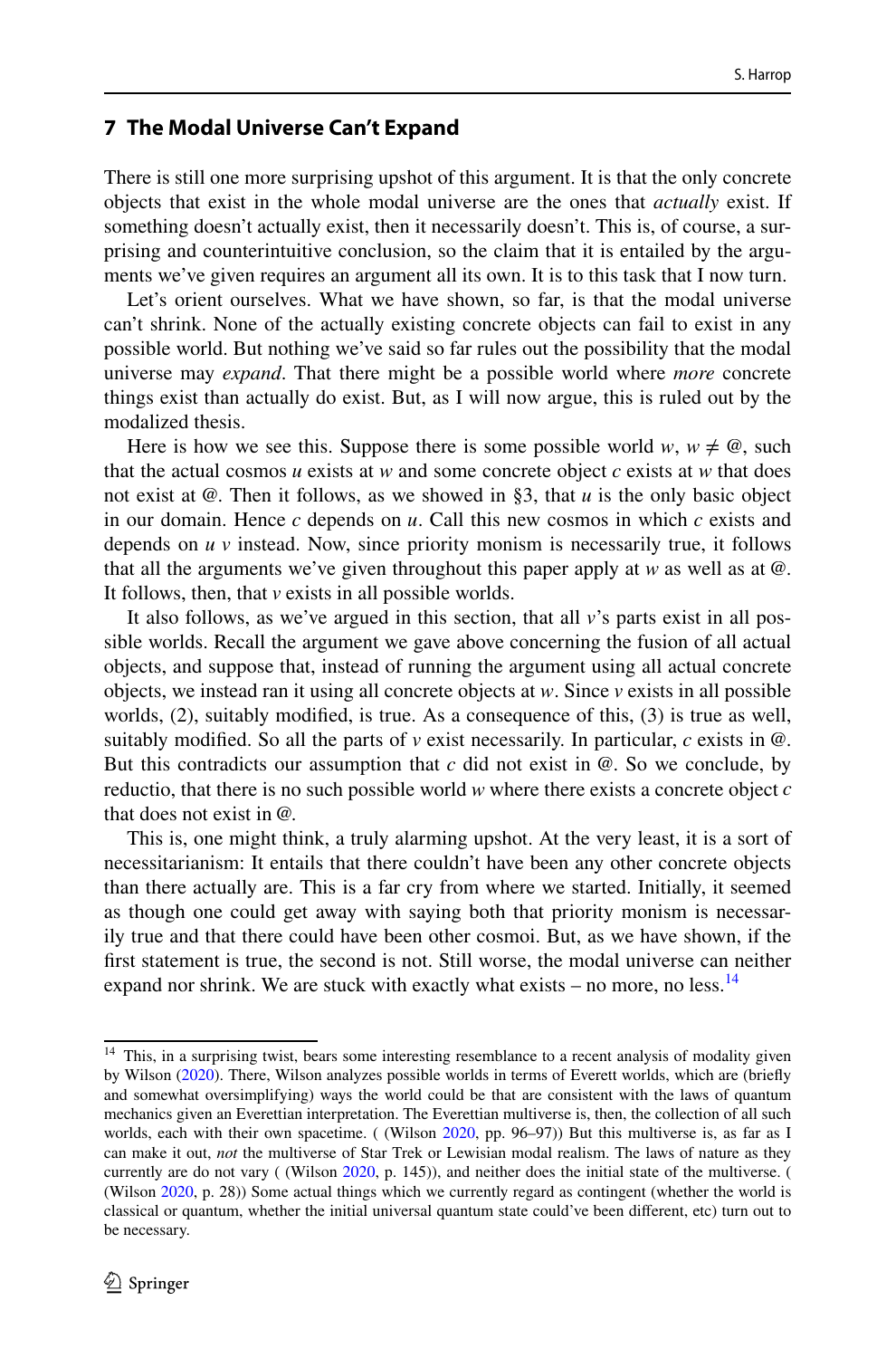## 7 The Modal Universe Can't Expand

There is still one more surprising upshot of this argument. It is that the only concrete objects that exist in the whole modal universe are the ones that *actually* exist. If something doesn't actually exist, then it necessarily doesn't. This is, of course, a surprising and counterintuitive conclusion, so the claim that it is entailed by the arguments we've given requires an argument all its own. It is to this task that I now turn.

Let's orient ourselves. What we have shown, so far, is that the modal universe can't shrink. None of the actually existing concrete objects can fail to exist in any possible world. But nothing we've said so far rules out the possibility that the modal universe may *expand*. That there might be a possible world where *more* concrete things exist than actually do exist. But, as I will now argue, this is ruled out by the modalized thesis.

Here is how we see this. Suppose there is some possible world $w$, $w \neq @$, such that the actual cosmos $u$ exists at $w$ and some concrete object $c$ exists at $w$ that does not exist at @. Then it follows, as we showed in §3, that $u$ is the only basic object in our domain. Hence $c$ depends on $u$. Call this new cosmos in which $c$ exists and depends on $u$ $v$ instead. Now, since priority monism is necessarily true, it follows that all the arguments we've given throughout this paper apply at $w$ as well as at @. It follows, then, that $v$ exists in all possible worlds.

It also follows, as we've argued in this section, that all $v$'s parts exist in all possible worlds. Recall the argument we gave above concerning the fusion of all actual objects, and suppose that, instead of running the argument using all actual concrete objects, we instead ran it using all concrete objects at $w$. Since $v$ exists in all possible worlds, (2), suitably modified, is true. As a consequence of this, (3) is true as well, suitably modified. So all the parts of $v$ exist necessarily. In particular, $c$ exists in @. But this contradicts our assumption that $c$ did not exist in @. So we conclude, by reductio, that there is no such possible world $w$ where there exists a concrete object $c$ that does not exist in @.

This is, one might think, a truly alarming upshot. At the very least, it is a sort of necessitarianism: It entails that there couldn't have been any other concrete objects than there actually are. This is a far cry from where we started. Initially, it seemed as though one could get away with saying both that priority monism is necessarily true and that there could have been other cosmoi. But, as we have shown, if the first statement is true, the second is not. Still worse, the modal universe can neither expand nor shrink. We are stuck with exactly what exists – no more, no less.[14]

[14] This, in a surprising twist, bears some interesting resemblance to a recent analysis of modality given by Wilson (2020). There, Wilson analyzes possible worlds in terms of Everett worlds, which are (briefly and somewhat oversimplifying) ways the world could be that are consistent with the laws of quantum mechanics given an Everettian interpretation. The Everettian multiverse is, then, the collection of all such worlds, each with their own spacetime. ( (Wilson 2020, pp. 96–97)) But this multiverse is, as far as I can make it out, *not* the multiverse of Star Trek or Lewisian modal realism. The laws of nature as they currently are do not vary ( (Wilson 2020, p. 145)), and neither does the initial state of the multiverse. ( (Wilson 2020, p. 28)) Some actual things which we currently regard as contingent (whether the world is classical or quantum, whether the initial universal quantum state could've been different, etc) turn out to be necessary.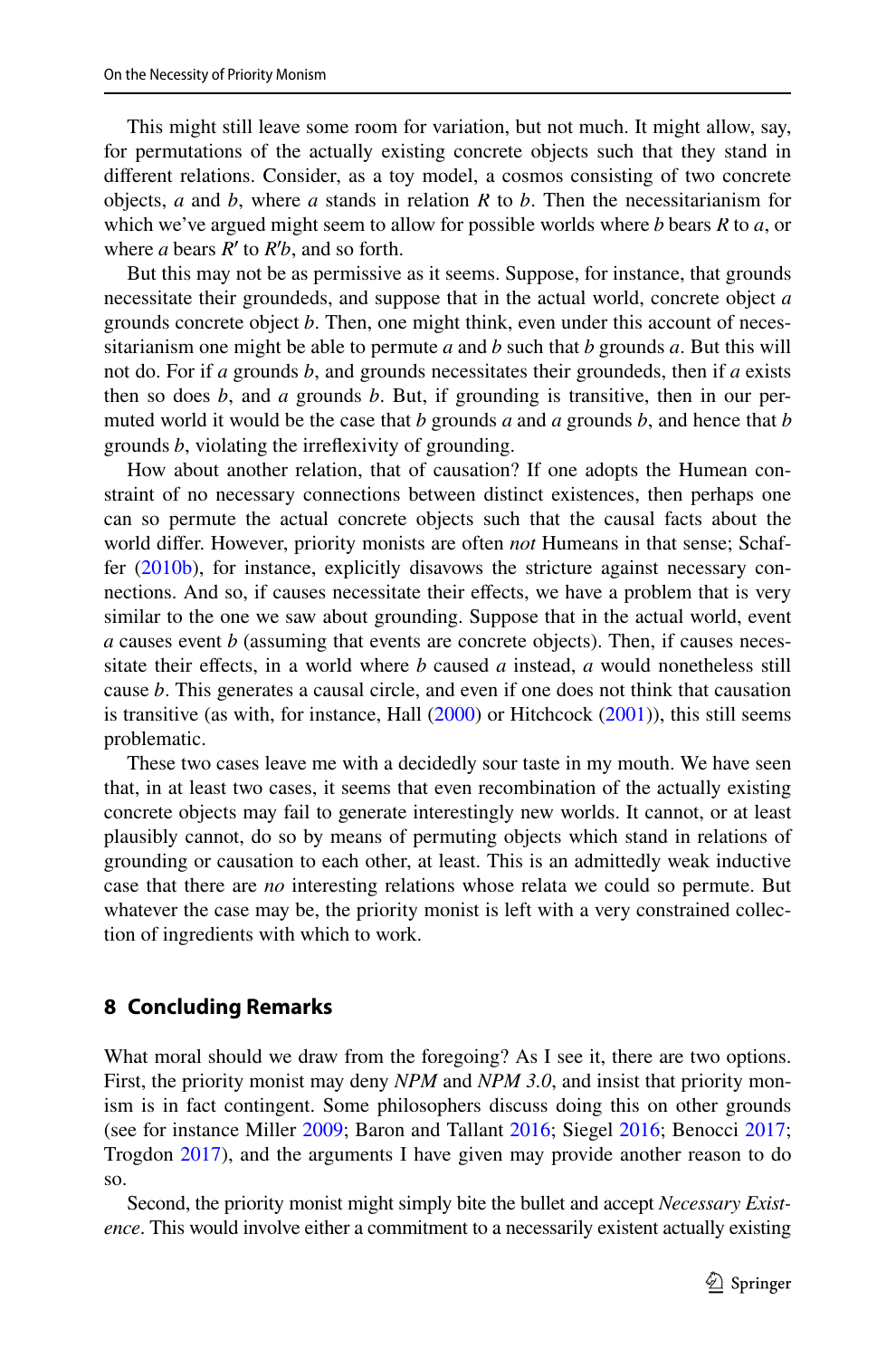This might still leave some room for variation, but not much. It might allow, say, for permutations of the actually existing concrete objects such that they stand in different relations. Consider, as a toy model, a cosmos consisting of two concrete objects, *a* and *b*, where *a* stands in relation *R* to *b*. Then the necessitarianism for which we've argued might seem to allow for possible worlds where *b* bears *R* to *a*, or where *a* bears $R'$ to $R'b$, and so forth.

But this may not be as permissive as it seems. Suppose, for instance, that grounds necessitate their groundeds, and suppose that in the actual world, concrete object *a* grounds concrete object *b*. Then, one might think, even under this account of necessitarianism one might be able to permute *a* and *b* such that *b* grounds *a*. But this will not do. For if *a* grounds *b*, and grounds necessitates their groundeds, then if *a* exists then so does *b*, and *a* grounds *b*. But, if grounding is transitive, then in our permuted world it would be the case that *b* grounds *a* and *a* grounds *b*, and hence that *b* grounds *b*, violating the irreflexivity of grounding.

How about another relation, that of causation? If one adopts the Humean constraint of no necessary connections between distinct existences, then perhaps one can so permute the actual concrete objects such that the causal facts about the world differ. However, priority monists are often *not* Humeans in that sense; Schaffer (2010b), for instance, explicitly disavows the stricture against necessary connections. And so, if causes necessitate their effects, we have a problem that is very similar to the one we saw about grounding. Suppose that in the actual world, event *a* causes event *b* (assuming that events are concrete objects). Then, if causes necessitate their effects, in a world where *b* caused *a* instead, *a* would nonetheless still cause *b*. This generates a causal circle, and even if one does not think that causation is transitive (as with, for instance, Hall (2000) or Hitchcock (2001)), this still seems problematic.

These two cases leave me with a decidedly sour taste in my mouth. We have seen that, in at least two cases, it seems that even recombination of the actually existing concrete objects may fail to generate interestingly new worlds. It cannot, or at least plausibly cannot, do so by means of permuting objects which stand in relations of grounding or causation to each other, at least. This is an admittedly weak inductive case that there are *no* interesting relations whose relata we could so permute. But whatever the case may be, the priority monist is left with a very constrained collection of ingredients with which to work.

## 8 Concluding Remarks

What moral should we draw from the foregoing? As I see it, there are two options. First, the priority monist may deny *NPM* and *NPM 3.0*, and insist that priority monism is in fact contingent. Some philosophers discuss doing this on other grounds (see for instance Miller 2009; Baron and Tallant 2016; Siegel 2016; Benocci 2017; Trogdon 2017), and the arguments I have given may provide another reason to do so.

Second, the priority monist might simply bite the bullet and accept *Necessary Existence*. This would involve either a commitment to a necessarily existent actually existing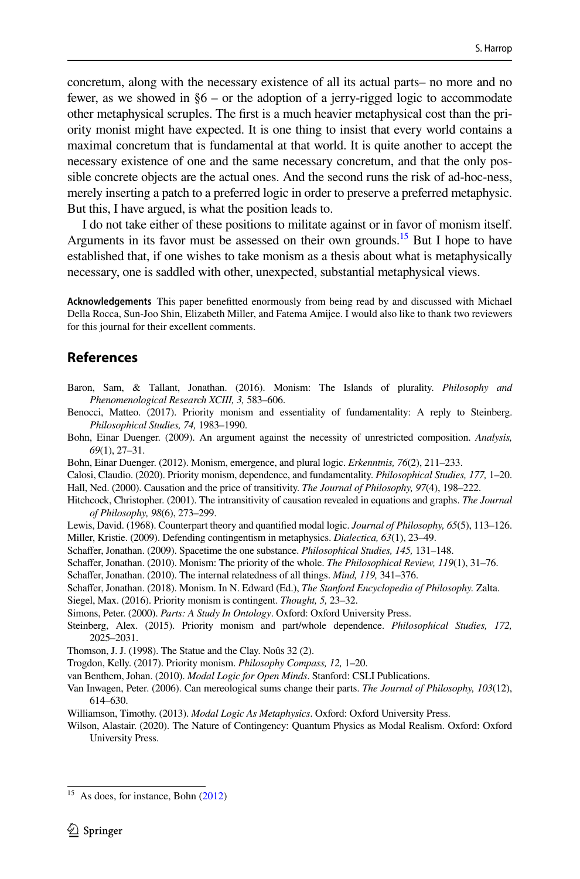concretum, along with the necessary existence of all its actual parts– no more and no fewer, as we showed in §6 – or the adoption of a jerry-rigged logic to accommodate other metaphysical scruples. The first is a much heavier metaphysical cost than the priority monist might have expected. It is one thing to insist that every world contains a maximal concretum that is fundamental at that world. It is quite another to accept the necessary existence of one and the same necessary concretum, and that the only possible concrete objects are the actual ones. And the second runs the risk of ad-hoc-ness, merely inserting a patch to a preferred logic in order to preserve a preferred metaphysic. But this, I have argued, is what the position leads to.

I do not take either of these positions to militate against or in favor of monism itself. Arguments in its favor must be assessed on their own grounds.[15] But I hope to have established that, if one wishes to take monism as a thesis about what is metaphysically necessary, one is saddled with other, unexpected, substantial metaphysical views.

**Acknowledgements** This paper benefitted enormously from being read by and discussed with Michael Della Rocca, Sun-Joo Shin, Elizabeth Miller, and Fatema Amijee. I would also like to thank two reviewers for this journal for their excellent comments.

## References

Baron, Sam, & Tallant, Jonathan. (2016). Monism: The Islands of plurality. *Philosophy and Phenomenological Research XCIII, 3,* 583–606.

Benocci, Matteo. (2017). Priority monism and essentiality of fundamentality: A reply to Steinberg. *Philosophical Studies, 74,* 1983–1990.

Bohn, Einar Duenger. (2009). An argument against the necessity of unrestricted composition. *Analysis, 69*(1), 27–31.

Bohn, Einar Duenger. (2012). Monism, emergence, and plural logic. *Erkenntnis, 76*(2), 211–233.

Calosi, Claudio. (2020). Priority monism, dependence, and fundamentality. *Philosophical Studies, 177,* 1–20.

Hall, Ned. (2000). Causation and the price of transitivity. *The Journal of Philosophy, 97*(4), 198–222.

Hitchcock, Christopher. (2001). The intransitivity of causation revealed in equations and graphs. *The Journal of Philosophy, 98*(6), 273–299.

Lewis, David. (1968). Counterpart theory and quantified modal logic. *Journal of Philosophy, 65*(5), 113–126.

Miller, Kristie. (2009). Defending contingentism in metaphysics. *Dialectica, 63*(1), 23–49.

Schaffer, Jonathan. (2009). Spacetime the one substance. *Philosophical Studies, 145,* 131–148.

Schaffer, Jonathan. (2010). Monism: The priority of the whole. *The Philosophical Review, 119*(1), 31–76.

Schaffer, Jonathan. (2010). The internal relatedness of all things. *Mind, 119,* 341–376.

Schaffer, Jonathan. (2018). Monism. In N. Edward (Ed.), *The Stanford Encyclopedia of Philosophy.* Zalta.

Siegel, Max. (2016). Priority monism is contingent. *Thought, 5,* 23–32.

Simons, Peter. (2000). *Parts: A Study In Ontology*. Oxford: Oxford University Press.

Steinberg, Alex. (2015). Priority monism and part/whole dependence. *Philosophical Studies, 172,* 2025–2031.

Thomson, J. J. (1998). The Statue and the Clay. Noûs 32 (2).

Trogdon, Kelly. (2017). Priority monism. *Philosophy Compass, 12,* 1–20.

van Benthem, Johan. (2010). *Modal Logic for Open Minds*. Stanford: CSLI Publications.

Van Inwagen, Peter. (2006). Can mereological sums change their parts. *The Journal of Philosophy, 103*(12), 614–630.

Williamson, Timothy. (2013). *Modal Logic As Metaphysics*. Oxford: Oxford University Press.

Wilson, Alastair. (2020). The Nature of Contingency: Quantum Physics as Modal Realism. Oxford: Oxford University Press.

---

[15] As does, for instance, Bohn (2012)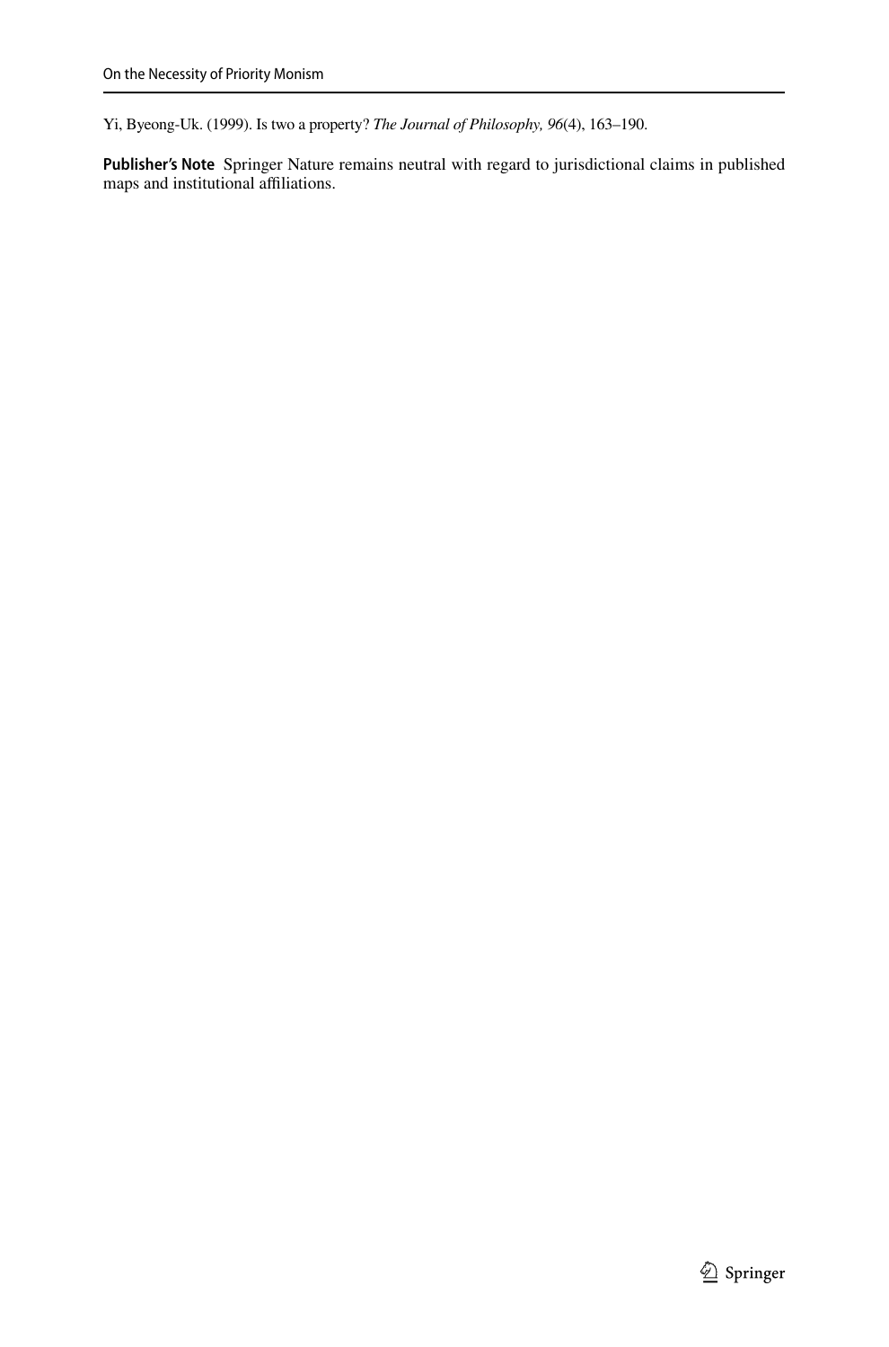Yi, Byeong-Uk. (1999). Is two a property? *The Journal of Philosophy, 96*(4), 163–190.

**Publisher's Note** Springer Nature remains neutral with regard to jurisdictional claims in published maps and institutional affiliations.